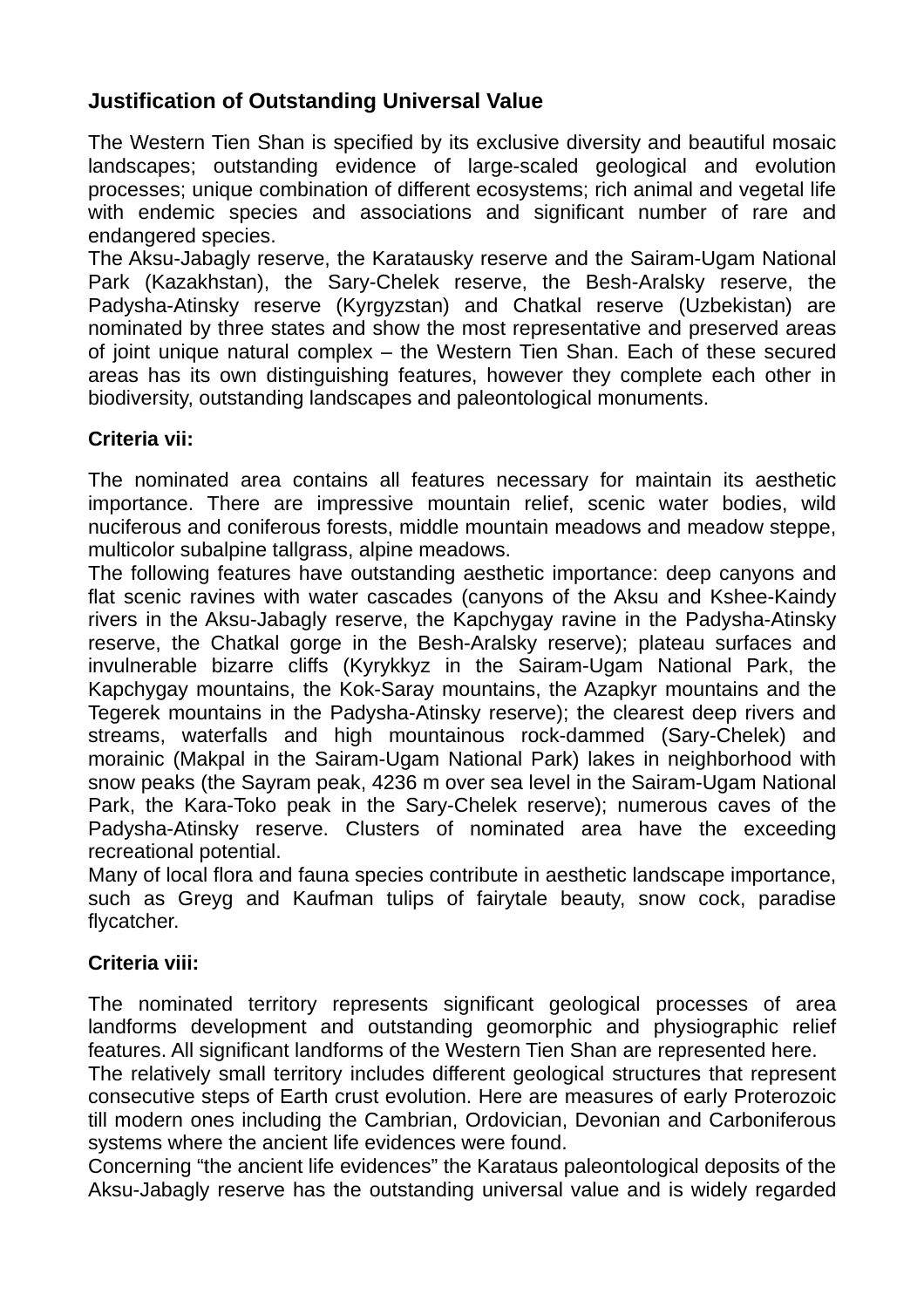## Justification of Outstanding Universal Value

The Western Tien Shan is specified by its exclusive diversity and beautiful mosaic landscapes; outstanding evidence of large-scaled geological and evolution processes; unique combination of different ecosystems; rich animal and vegetal life with endemic species and associations and significant number of rare and endangered species.

The Aksu-Jabagly reserve, the Karatausky reserve and the Sairam-Ugam National Park (Kazakhstan), the Sary-Chelek reserve, the Besh-Aralsky reserve, the Padysha-Atinsky reserve (Kyrgyzstan) and Chatkal reserve (Uzbekistan) are nominated by three states and show the most representative and preserved areas of joint unique natural complex – the Western Tien Shan. Each of these secured areas has its own distinguishing features, however they complete each other in biodiversity, outstanding landscapes and paleontological monuments.

### Criteria vii:

The nominated area contains all features necessary for maintain its aesthetic importance. There are impressive mountain relief, scenic water bodies, wild nuciferous and coniferous forests, middle mountain meadows and meadow steppe, multicolor subalpine tallgrass, alpine meadows.

The following features have outstanding aesthetic importance: deep canyons and flat scenic ravines with water cascades (canyons of the Aksu and Kshee-Kaindy rivers in the Aksu-Jabagly reserve, the Kapchygay ravine in the Padysha-Atinsky reserve, the Chatkal gorge in the Besh-Aralsky reserve); plateau surfaces and invulnerable bizarre cliffs (Kyrykkyz in the Sairam-Ugam National Park, the Kapchygay mountains, the Kok-Saray mountains, the Azapkyr mountains and the Tegerek mountains in the Padysha-Atinsky reserve); the clearest deep rivers and streams, waterfalls and high mountainous rock-dammed (Sary-Chelek) and morainic (Makpal in the Sairam-Ugam National Park) lakes in neighborhood with snow peaks (the Sayram peak, 4236 m over sea level in the Sairam-Ugam National Park, the Kara-Toko peak in the Sary-Chelek reserve); numerous caves of the Padysha-Atinsky reserve. Clusters of nominated area have the exceeding recreational potential.

Many of local flora and fauna species contribute in aesthetic landscape importance, such as Greyg and Kaufman tulips of fairytale beauty, snow cock, paradise flycatcher.

### Criteria viii:

The nominated territory represents significant geological processes of area landforms development and outstanding geomorphic and physiographic relief features. All significant landforms of the Western Tien Shan are represented here.

The relatively small territory includes different geological structures that represent consecutive steps of Earth crust evolution. Here are measures of early Proterozoic till modern ones including the Cambrian, Ordovician, Devonian and Carboniferous systems where the ancient life evidences were found.

Concerning “the ancient life evidences” the Karataus paleontological deposits of the Aksu-Jabagly reserve has the outstanding universal value and is widely regarded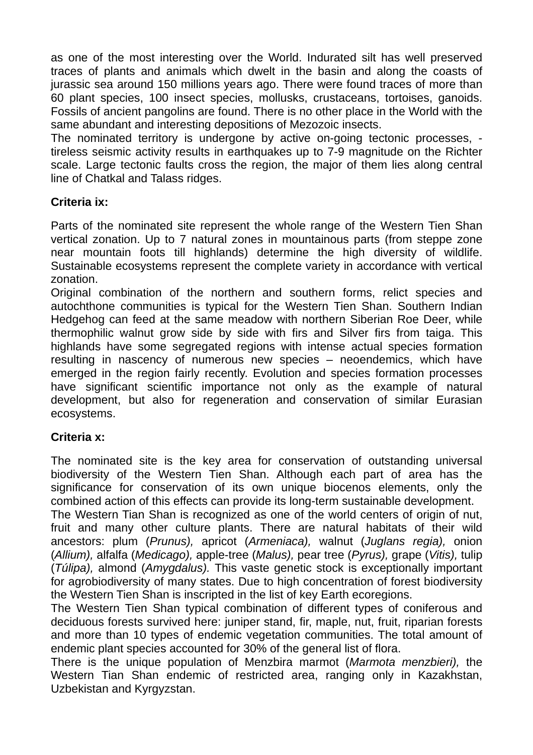as one of the most interesting over the World. Indurated silt has well preserved traces of plants and animals which dwelt in the basin and along the coasts of jurassic sea around 150 millions years ago. There were found traces of more than 60 plant species, 100 insect species, mollusks, crustaceans, tortoises, ganoids. Fossils of ancient pangolins are found. There is no other place in the World with the same abundant and interesting depositions of Mezozoic insects.

The nominated territory is undergone by active on-going tectonic processes, - tireless seismic activity results in earthquakes up to 7-9 magnitude on the Richter scale. Large tectonic faults cross the region, the major of them lies along central line of Chatkal and Talass ridges.

**Criteria ix:**

Parts of the nominated site represent the whole range of the Western Tien Shan vertical zonation. Up to 7 natural zones in mountainous parts (from steppe zone near mountain foots till highlands) determine the high diversity of wildlife. Sustainable ecosystems represent the complete variety in accordance with vertical zonation.

Original combination of the northern and southern forms, relict species and autochthone communities is typical for the Western Tien Shan. Southern Indian Hedgehog can feed at the same meadow with northern Siberian Roe Deer, while thermophilic walnut grow side by side with firs and Silver firs from taiga. This highlands have some segregated regions with intense actual species formation resulting in nascency of numerous new species – neoendemics, which have emerged in the region fairly recently. Evolution and species formation processes have significant scientific importance not only as the example of natural development, but also for regeneration and conservation of similar Eurasian ecosystems.

**Criteria x:**

The nominated site is the key area for conservation of outstanding universal biodiversity of the Western Tien Shan. Although each part of area has the significance for conservation of its own unique biocenos elements, only the combined action of this effects can provide its long-term sustainable development.

The Western Tian Shan is recognized as one of the world centers of origin of nut, fruit and many other culture plants. There are natural habitats of their wild ancestors: plum (*Prunus),* apricot (*Armeniaca),* walnut (*Juglans regia),* onion (*Allium),* alfalfa (*Medicago),* apple-tree (*Malus),* pear tree (*Pyrus),* grape (*Vitis),* tulip (*Túlipa),* almond (*Amygdalus).* This vaste genetic stock is exceptionally important for agrobiodiversity of many states. Due to high concentration of forest biodiversity the Western Tien Shan is inscripted in the list of key Earth ecoregions.

The Western Tien Shan typical combination of different types of coniferous and deciduous forests survived here: juniper stand, fir, maple, nut, fruit, riparian forests and more than 10 types of endemic vegetation communities. The total amount of endemic plant species accounted for 30% of the general list of flora.

There is the unique population of Menzbira marmot (*Marmota menzbieri),* the Western Tian Shan endemic of restricted area, ranging only in Kazakhstan, Uzbekistan and Kyrgyzstan.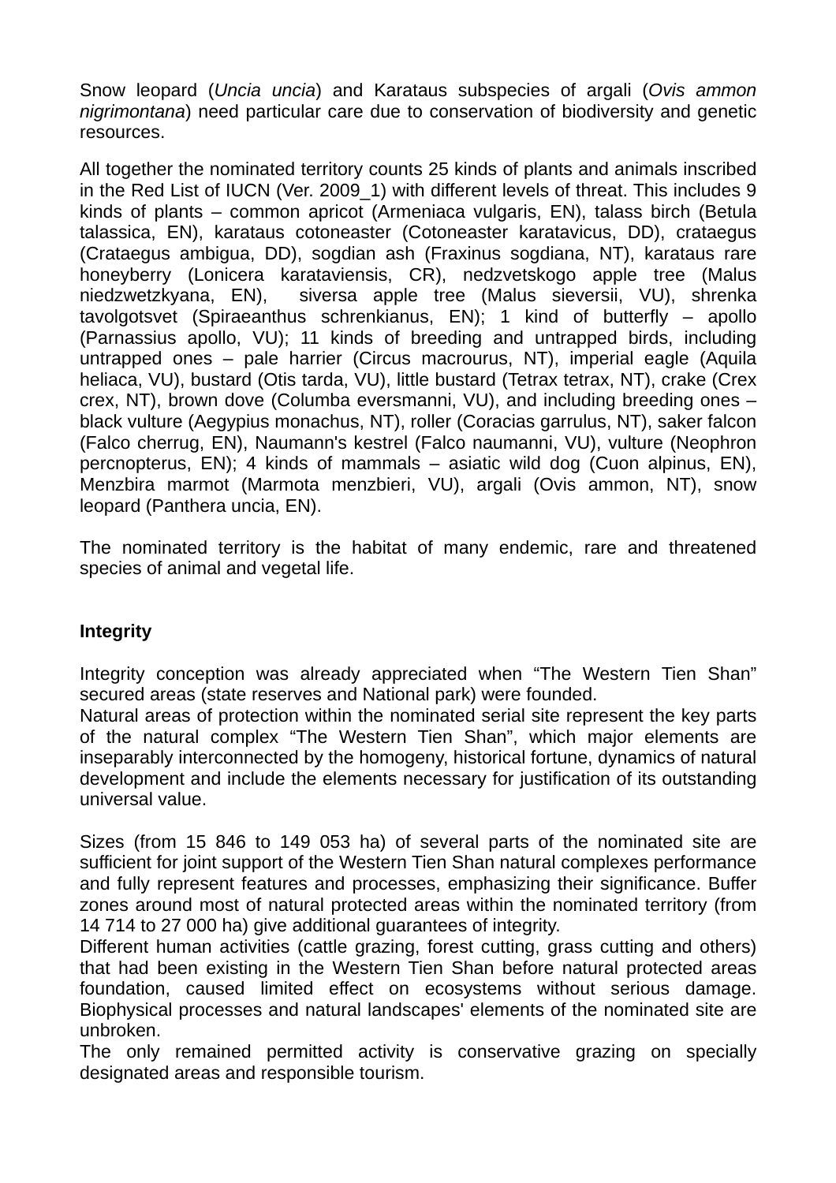Snow leopard (*Uncia uncia*) and Karataus subspecies of argali (*Ovis ammon nigrimontana*) need particular care due to conservation of biodiversity and genetic resources.

All together the nominated territory counts 25 kinds of plants and animals inscribed in the Red List of IUCN (Ver. 2009_1) with different levels of threat. This includes 9 kinds of plants – common apricot (Armeniaca vulgaris, EN), talass birch (Betula talassica, EN), karataus cotoneaster (Cotoneaster karatavicus, DD), crataegus (Crataegus ambigua, DD), sogdian ash (Fraxinus sogdiana, NT), karataus rare honeyberry (Lonicera karataviensis, CR), nedzvetskogo apple tree (Malus niedzwetzkyana, EN), siversa apple tree (Malus sieversii, VU), shrenka tavolgotsvet (Spiraeanthus schrenkianus, EN); 1 kind of butterfly – apollo (Parnassius apollo, VU); 11 kinds of breeding and untrapped birds, including untrapped ones – pale harrier (Circus macrourus, NT), imperial eagle (Aquila heliaca, VU), bustard (Otis tarda, VU), little bustard (Tetrax tetrax, NT), crake (Crex crex, NT), brown dove (Columba eversmanni, VU), and including breeding ones – black vulture (Aegypius monachus, NT), roller (Coracias garrulus, NT), saker falcon (Falco cherrug, EN), Naumann's kestrel (Falco naumanni, VU), vulture (Neophron percnopterus, EN); 4 kinds of mammals – asiatic wild dog (Cuon alpinus, EN), Menzbira marmot (Marmota menzbieri, VU), argali (Ovis ammon, NT), snow leopard (Panthera uncia, EN).

The nominated territory is the habitat of many endemic, rare and threatened species of animal and vegetal life.

**Integrity**

Integrity conception was already appreciated when “The Western Tien Shan” secured areas (state reserves and National park) were founded.

Natural areas of protection within the nominated serial site represent the key parts of the natural complex “The Western Tien Shan”, which major elements are inseparably interconnected by the homogeny, historical fortune, dynamics of natural development and include the elements necessary for justification of its outstanding universal value.

Sizes (from 15 846 to 149 053 ha) of several parts of the nominated site are sufficient for joint support of the Western Tien Shan natural complexes performance and fully represent features and processes, emphasizing their significance. Buffer zones around most of natural protected areas within the nominated territory (from 14 714 to 27 000 ha) give additional guarantees of integrity.

Different human activities (cattle grazing, forest cutting, grass cutting and others) that had been existing in the Western Tien Shan before natural protected areas foundation, caused limited effect on ecosystems without serious damage. Biophysical processes and natural landscapes' elements of the nominated site are unbroken.

The only remained permitted activity is conservative grazing on specially designated areas and responsible tourism.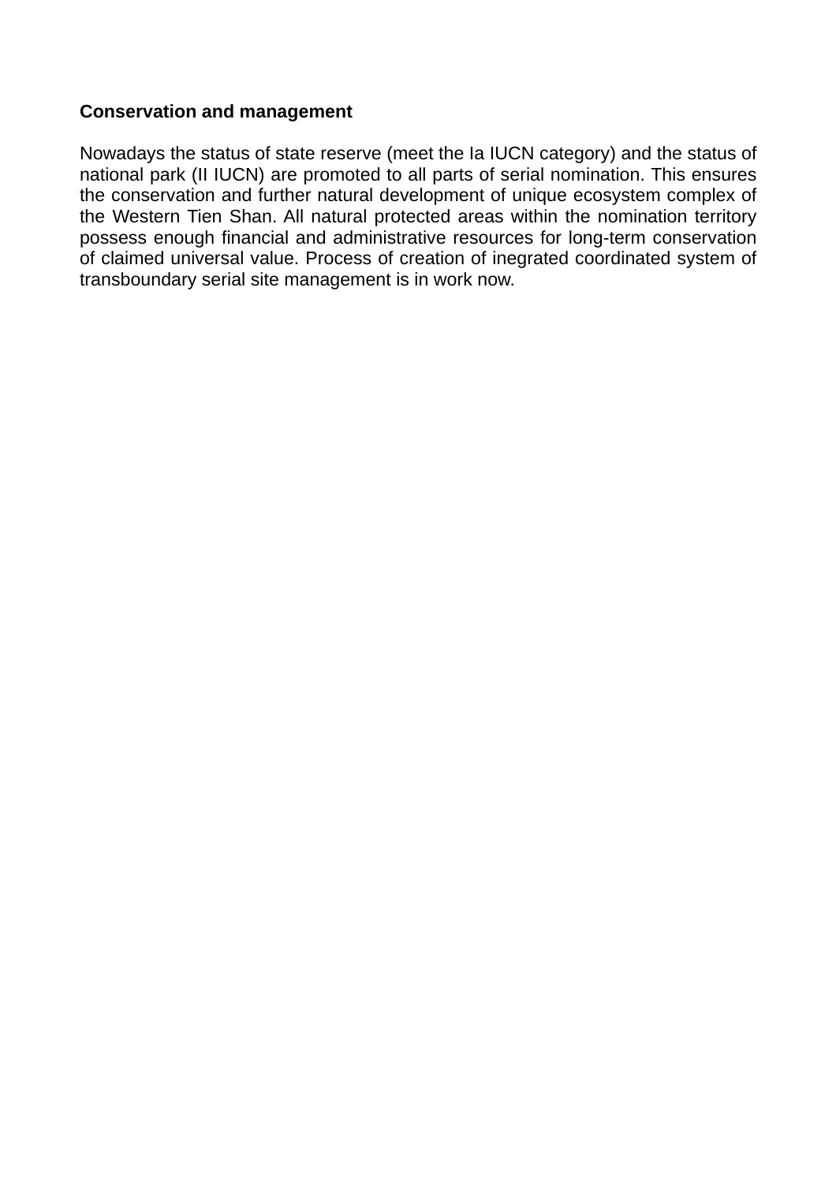**Conservation and management**

Nowadays the status of state reserve (meet the Ia IUCN category) and the status of national park (II IUCN) are promoted to all parts of serial nomination. This ensures the conservation and further natural development of unique ecosystem complex of the Western Tien Shan. All natural protected areas within the nomination territory possess enough financial and administrative resources for long-term conservation of claimed universal value. Process of creation of inegrated coordinated system of transboundary serial site management is in work now.